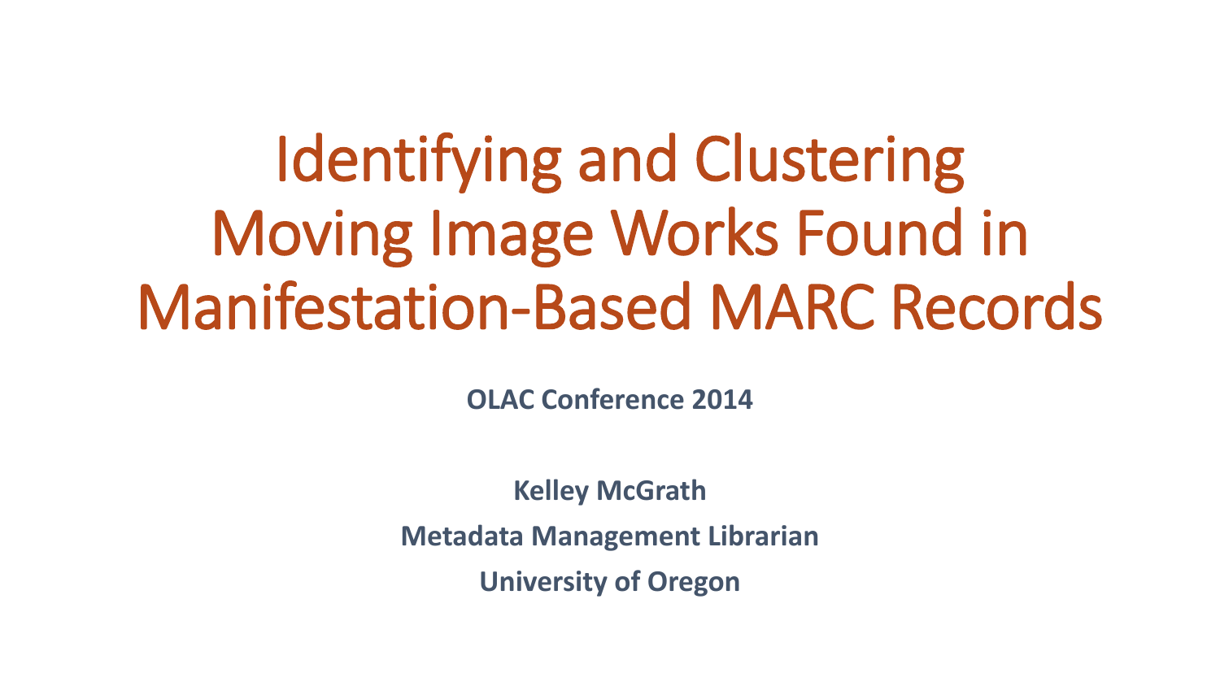# Identifying and Clustering Moving Image Works Found in Manifestation-Based MARC Records

**OLAC Conference 2014**

**Kelley McGrath**

**Metadata Management Librarian**

**University of Oregon**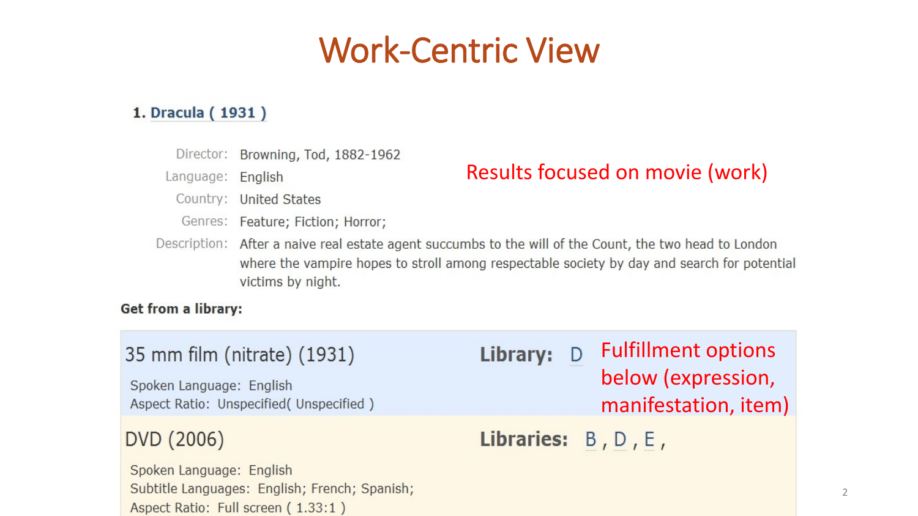# Work-Centric View

**1. Dracula ( 1931 )**

| | |
|---|---|
| Director: | Browning, Tod, 1882-1962 |
| Language: | English |
| Country: | United States |
| Genres: | Feature; Fiction; Horror; |
| Description: | After a naive real estate agent succumbs to the will of the Count, the two head to London where the vampire hopes to stroll among respectable society by day and search for potential victims by night. |

Results focused on movie (work)

**Get from a library:**

35 mm film (nitrate) (1931) — **Library:** D

Spoken Language: English
Aspect Ratio: Unspecified( Unspecified )

DVD (2006) — **Libraries:** B , D , E ,

Spoken Language: English
Subtitle Languages: English; French; Spanish;
Aspect Ratio: Full screen ( 1.33:1 )

Fulfillment options below (expression, manifestation, item)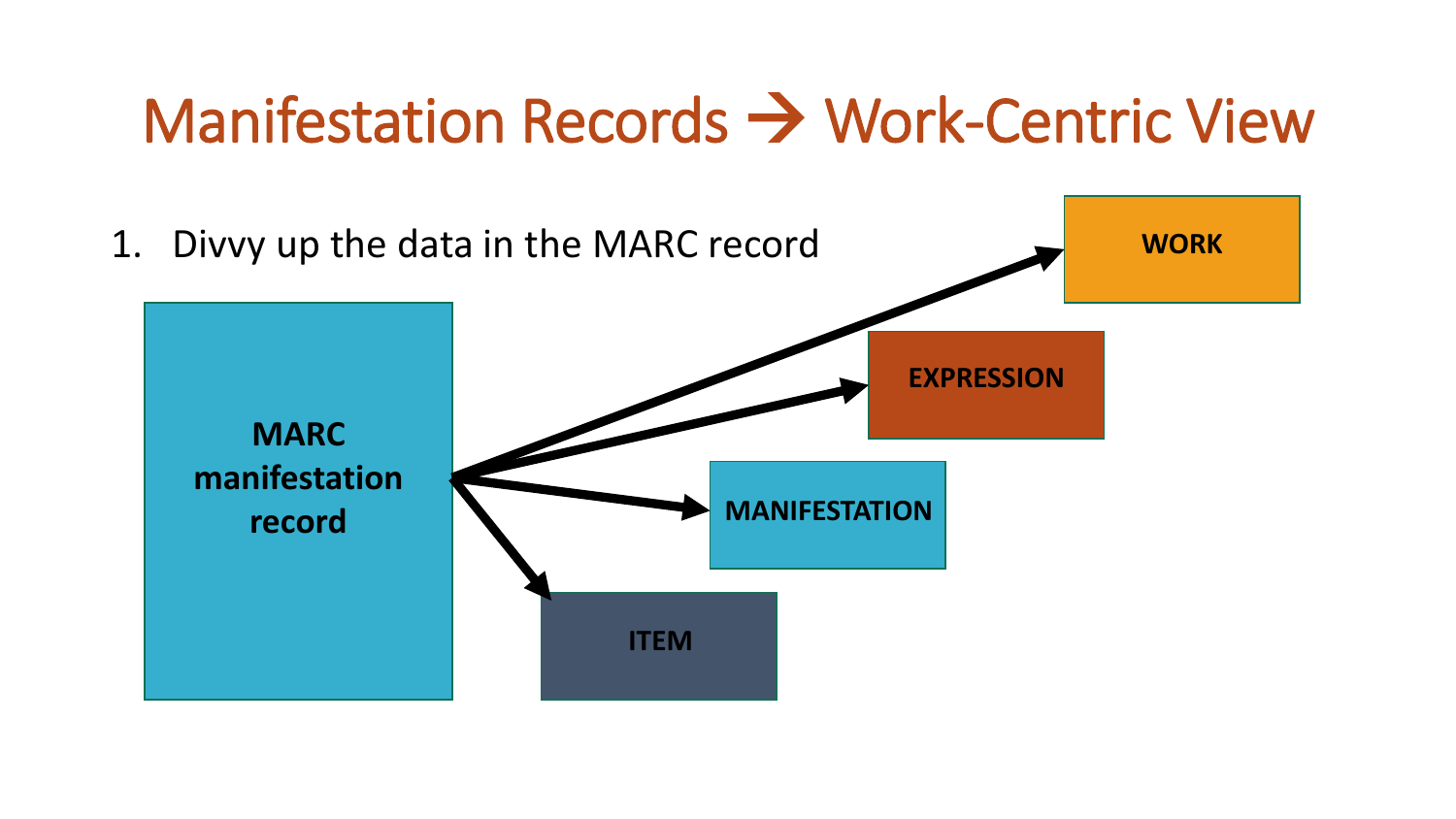# Manifestation Records → Work-Centric View

1. Divvy up the data in the MARC record

MARC manifestation record

WORK

EXPRESSION

MANIFESTATION

ITEM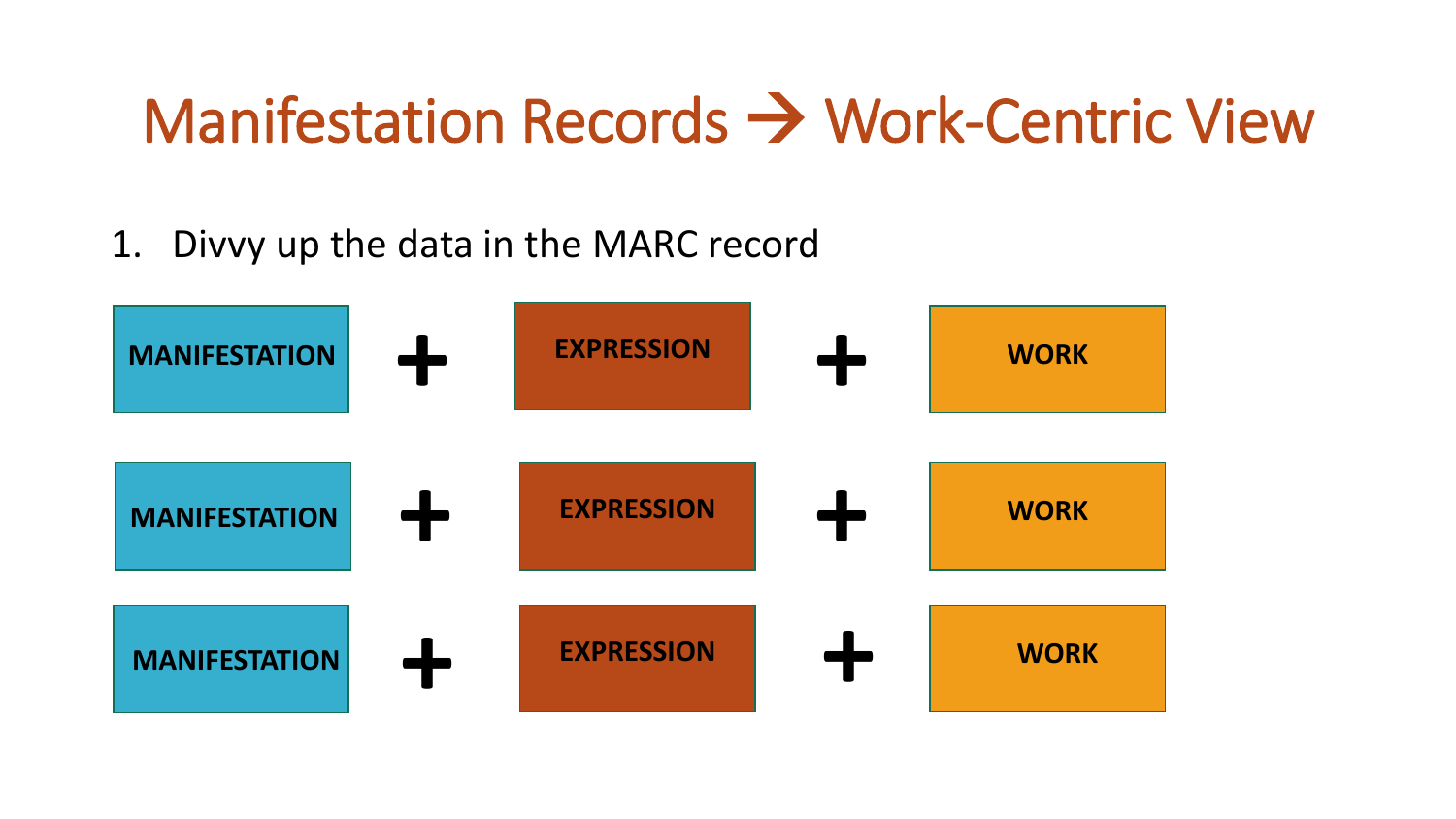# Manifestation Records → Work-Centric View

1. Divvy up the data in the MARC record

| | | | | |
|---|---|---|---|---|
| MANIFESTATION | + | EXPRESSION | + | WORK |
| MANIFESTATION | + | EXPRESSION | + | WORK |
| MANIFESTATION | + | EXPRESSION | + | WORK |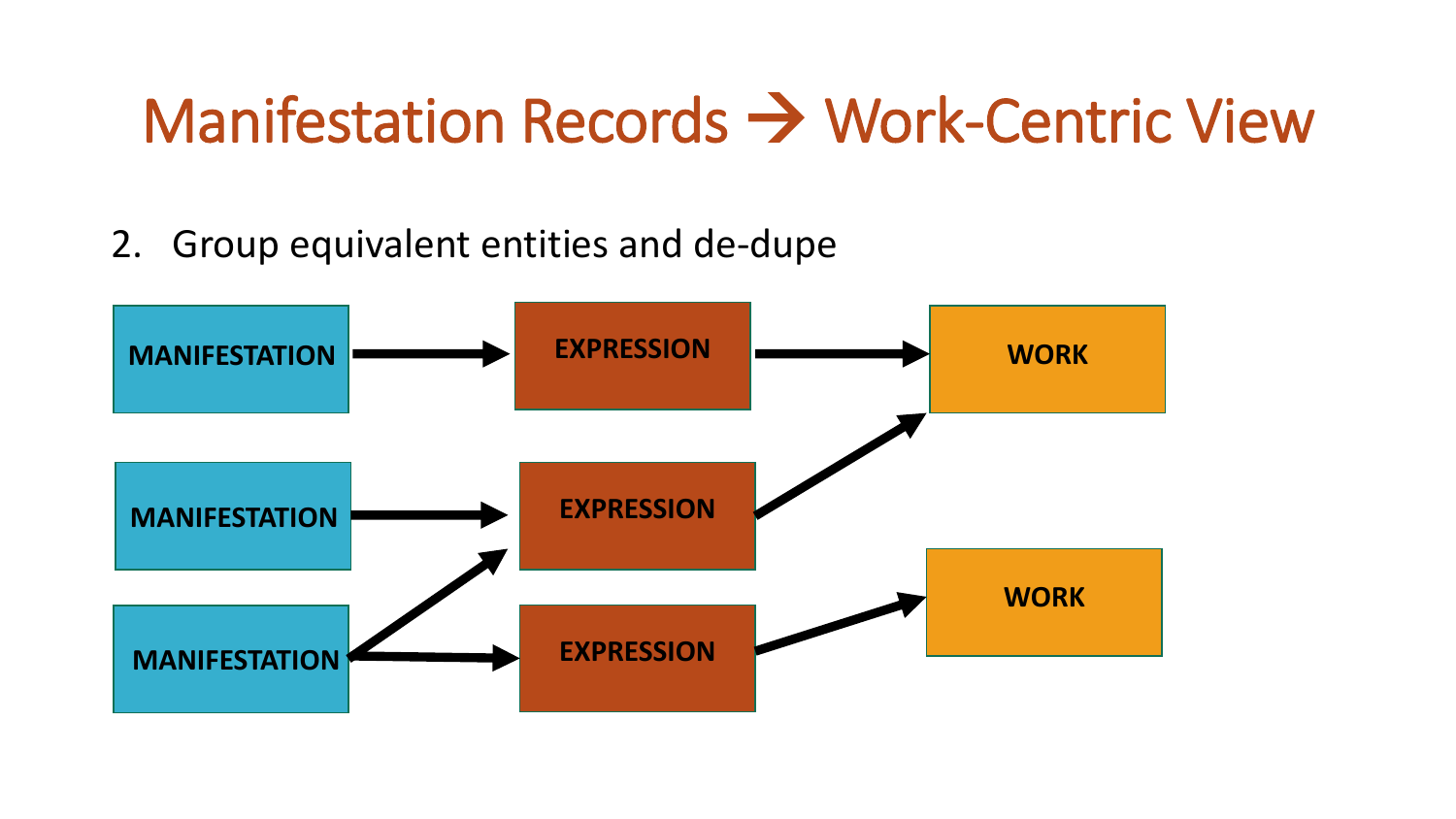# Manifestation Records → Work-Centric View

2. Group equivalent entities and de-dupe

MANIFESTATION → EXPRESSION → WORK

MANIFESTATION → EXPRESSION → WORK

MANIFESTATION → EXPRESSION

MANIFESTATION → EXPRESSION → WORK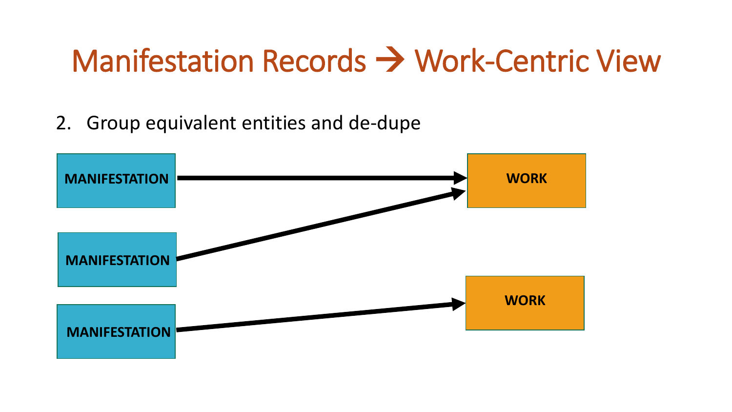# Manifestation Records → Work-Centric View

2. Group equivalent entities and de-dupe

MANIFESTATION → WORK

MANIFESTATION → WORK

MANIFESTATION → WORK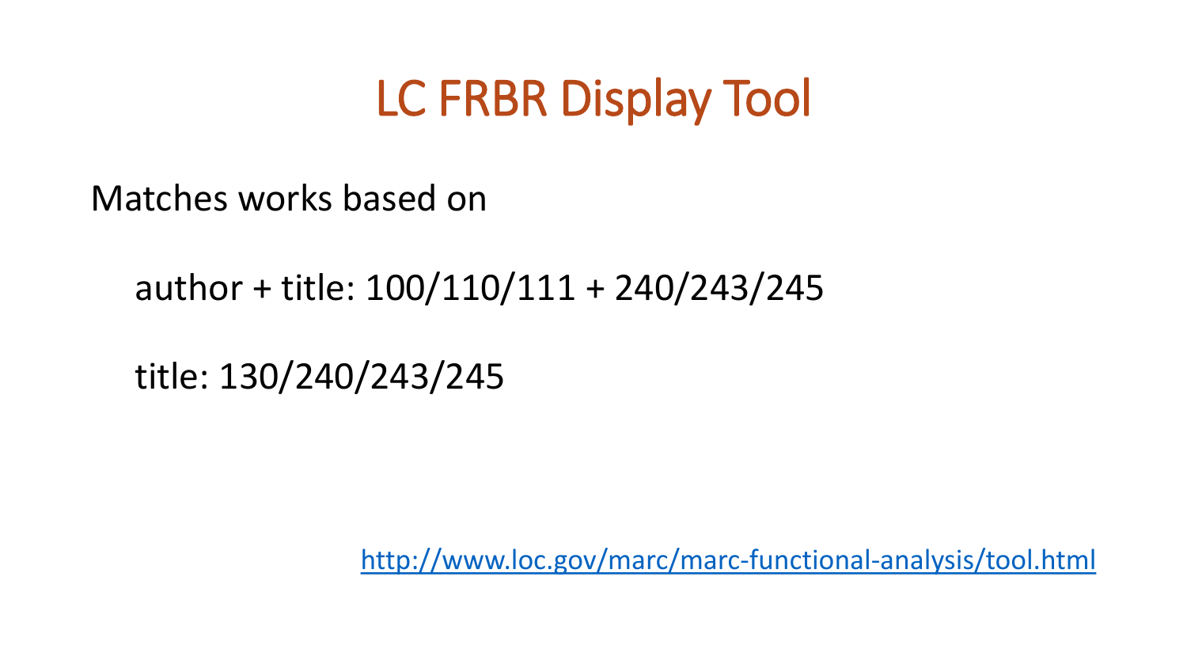# LC FRBR Display Tool

Matches works based on

author + title: 100/110/111 + 240/243/245

title: 130/240/243/245

http://www.loc.gov/marc/marc-functional-analysis/tool.html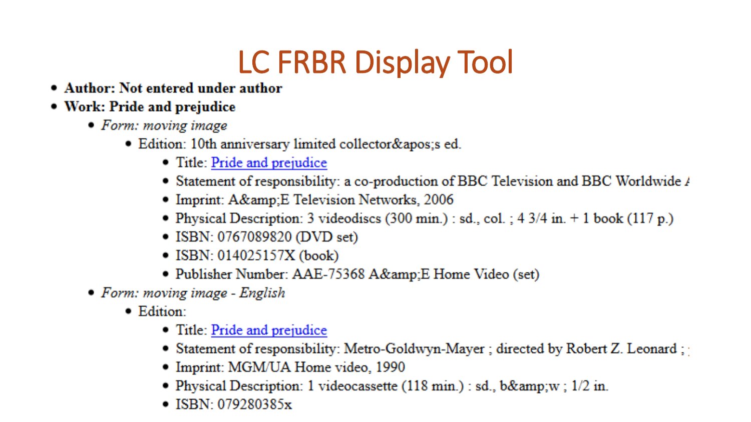# LC FRBR Display Tool

- **Author: Not entered under author**
- **Work: Pride and prejudice**
  - *Form: moving image*
    - Edition: 10th anniversary limited collector&apos;s ed.
      - Title: Pride and prejudice
      - Statement of responsibility: a co-production of BBC Television and BBC Worldwide A
      - Imprint: A&amp;E Television Networks, 2006
      - Physical Description: 3 videodiscs (300 min.) : sd., col. ; 4 3/4 in. + 1 book (117 p.)
      - ISBN: 0767089820 (DVD set)
      - ISBN: 014025157X (book)
      - Publisher Number: AAE-75368 A&amp;E Home Video (set)
  - *Form: moving image - English*
    - Edition:
      - Title: Pride and prejudice
      - Statement of responsibility: Metro-Goldwyn-Mayer ; directed by Robert Z. Leonard ;
      - Imprint: MGM/UA Home video, 1990
      - Physical Description: 1 videocassette (118 min.) : sd., b&amp;w ; 1/2 in.
      - ISBN: 079280385x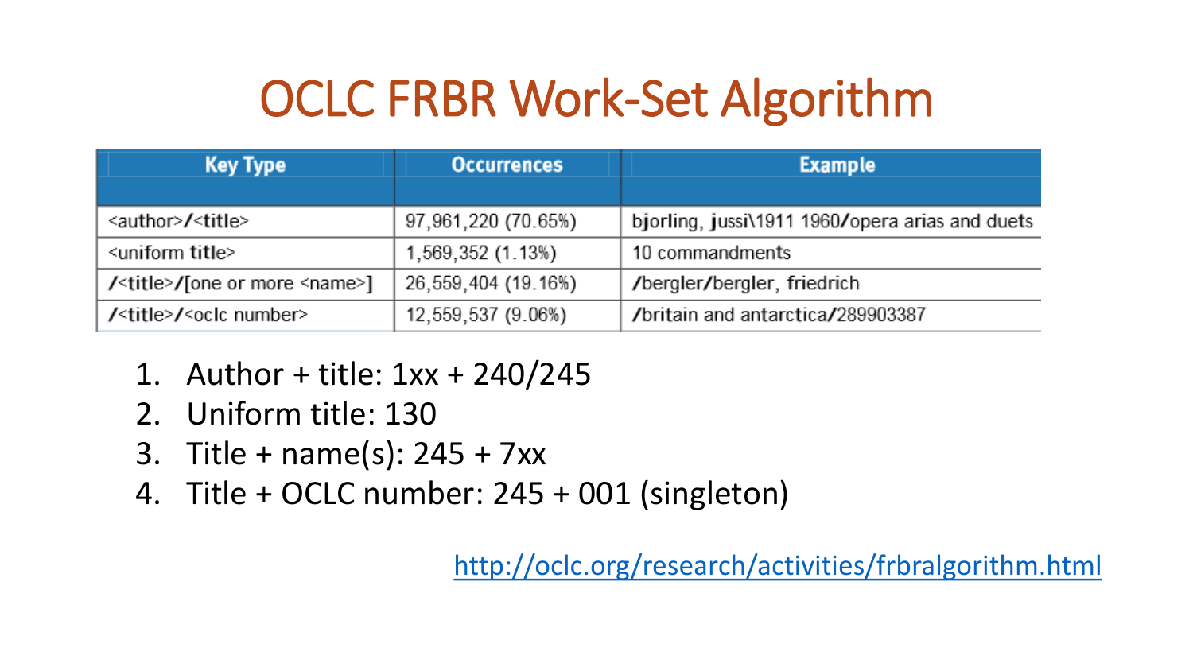# OCLC FRBR Work-Set Algorithm

| Key Type | Occurrences | Example |
|---|---|---|
| <author>/<title> | 97,961,220 (70.65%) | bjorling, jussi\1911 1960/opera arias and duets |
| <uniform title> | 1,569,352 (1.13%) | 10 commandments |
| /<title>/[one or more <name>] | 26,559,404 (19.16%) | /bergler/bergler, friedrich |
| /<title>/<oclc number> | 12,559,537 (9.06%) | /britain and antarctica/289903387 |

1. Author + title: 1xx + 240/245
2. Uniform title: 130
3. Title + name(s): 245 + 7xx
4. Title + OCLC number: 245 + 001 (singleton)

http://oclc.org/research/activities/frbralgorithm.html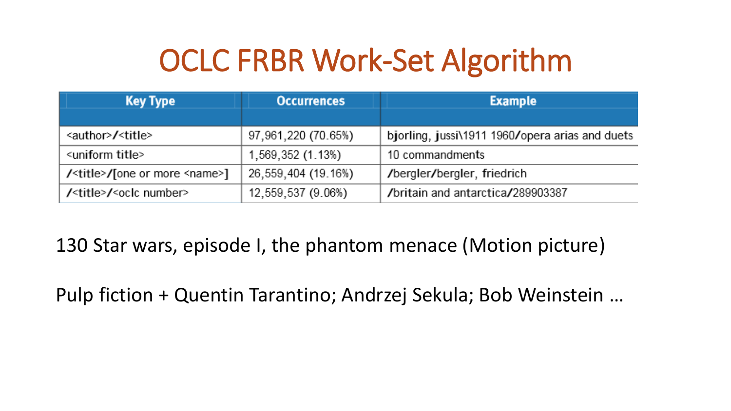# OCLC FRBR Work-Set Algorithm

| Key Type | Occurrences | Example |
|---|---|---|
| <author>/<title> | 97,961,220 (70.65%) | bjorling, jussi\1911 1960/opera arias and duets |
| <uniform title> | 1,569,352 (1.13%) | 10 commandments |
| /<title>/[one or more <name>] | 26,559,404 (19.16%) | /bergler/bergler, friedrich |
| /<title>/<oclc number> | 12,559,537 (9.06%) | /britain and antarctica/289903387 |

130 Star wars, episode I, the phantom menace (Motion picture)

Pulp fiction + Quentin Tarantino; Andrzej Sekula; Bob Weinstein …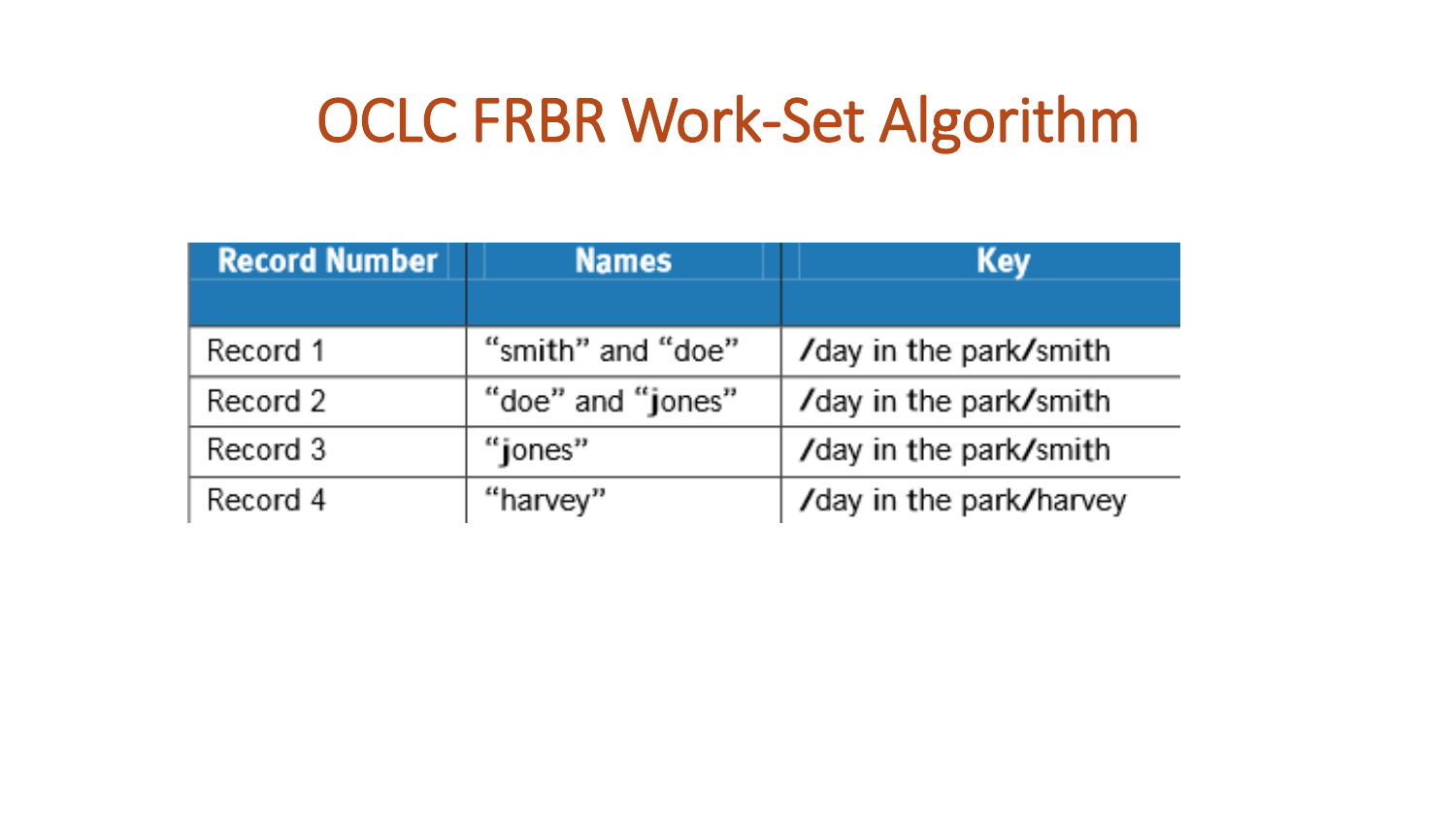# OCLC FRBR Work-Set Algorithm

| Record Number | Names | Key |
|---|---|---|
| Record 1 | "smith" and "doe" | /day in the park/smith |
| Record 2 | "doe" and "jones" | /day in the park/smith |
| Record 3 | "jones" | /day in the park/smith |
| Record 4 | "harvey" | /day in the park/harvey |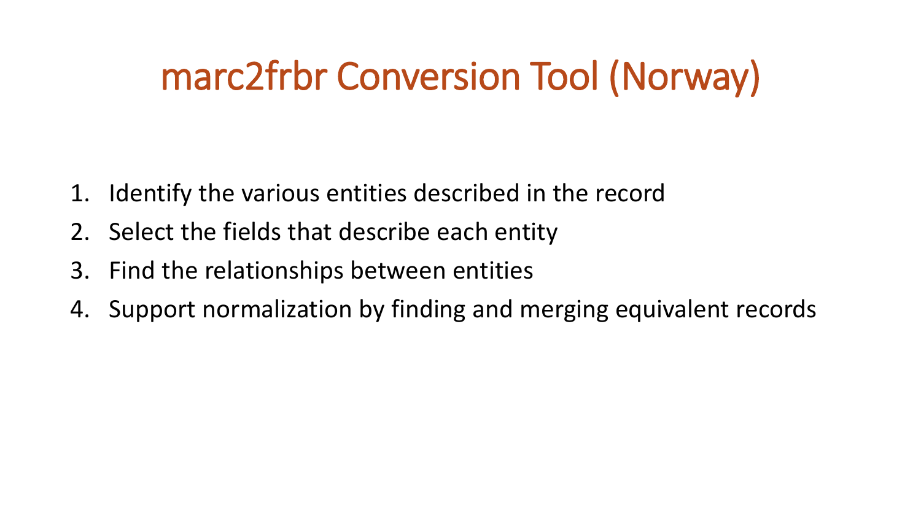# marc2frbr Conversion Tool (Norway)

1. Identify the various entities described in the record
2. Select the fields that describe each entity
3. Find the relationships between entities
4. Support normalization by finding and merging equivalent records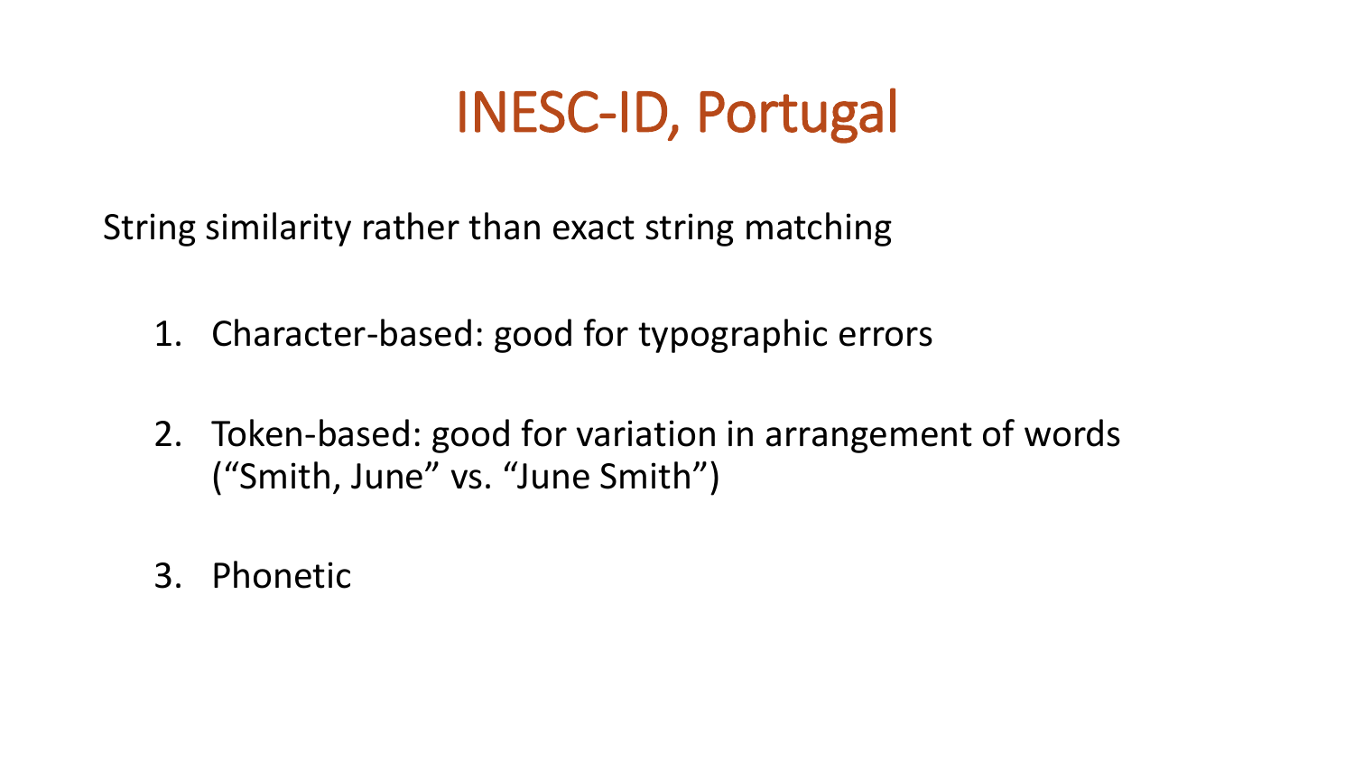# INESC-ID, Portugal

String similarity rather than exact string matching

1. Character-based: good for typographic errors
2. Token-based: good for variation in arrangement of words (“Smith, June” vs. “June Smith”)
3. Phonetic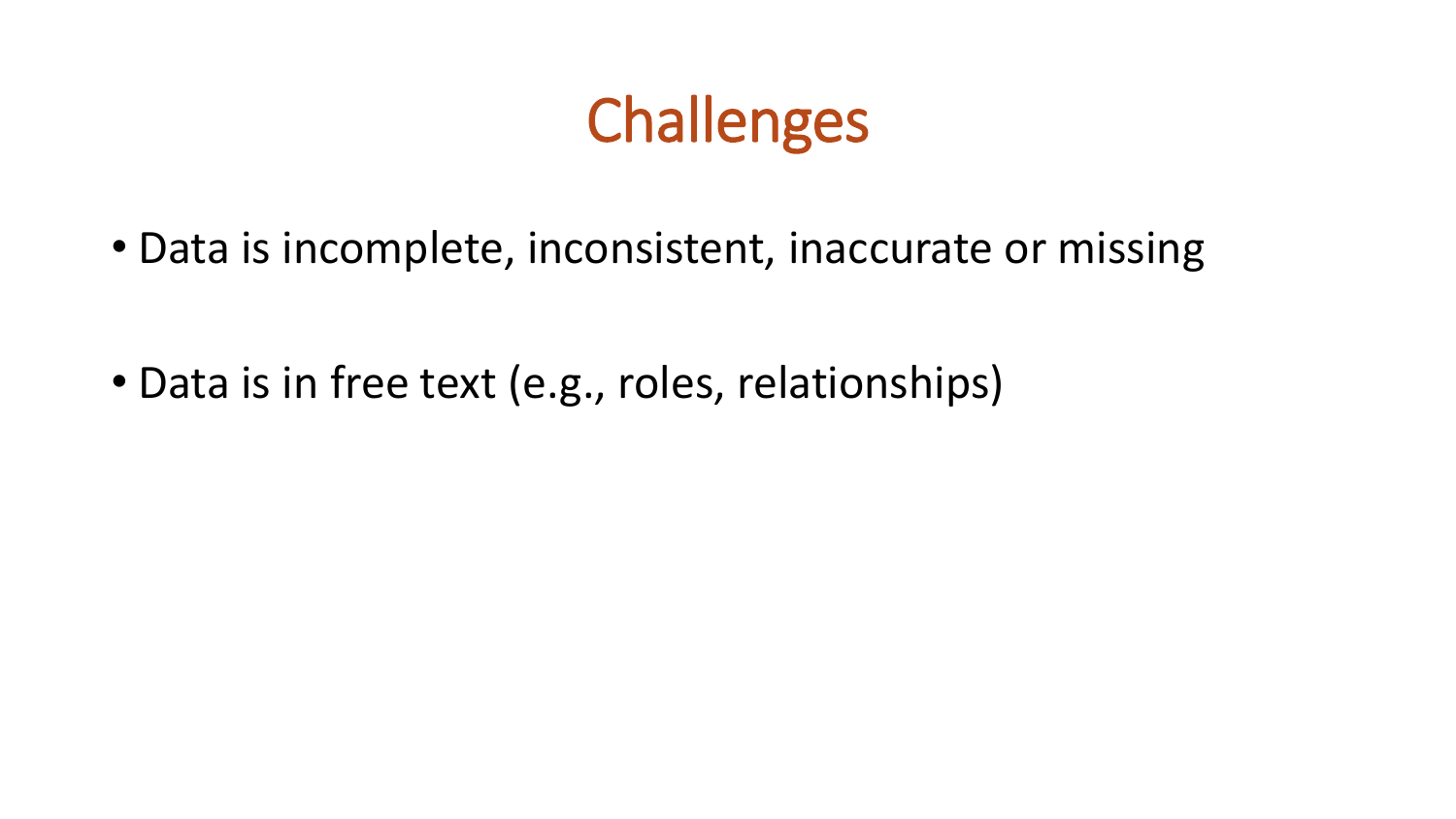# Challenges

- Data is incomplete, inconsistent, inaccurate or missing
- Data is in free text (e.g., roles, relationships)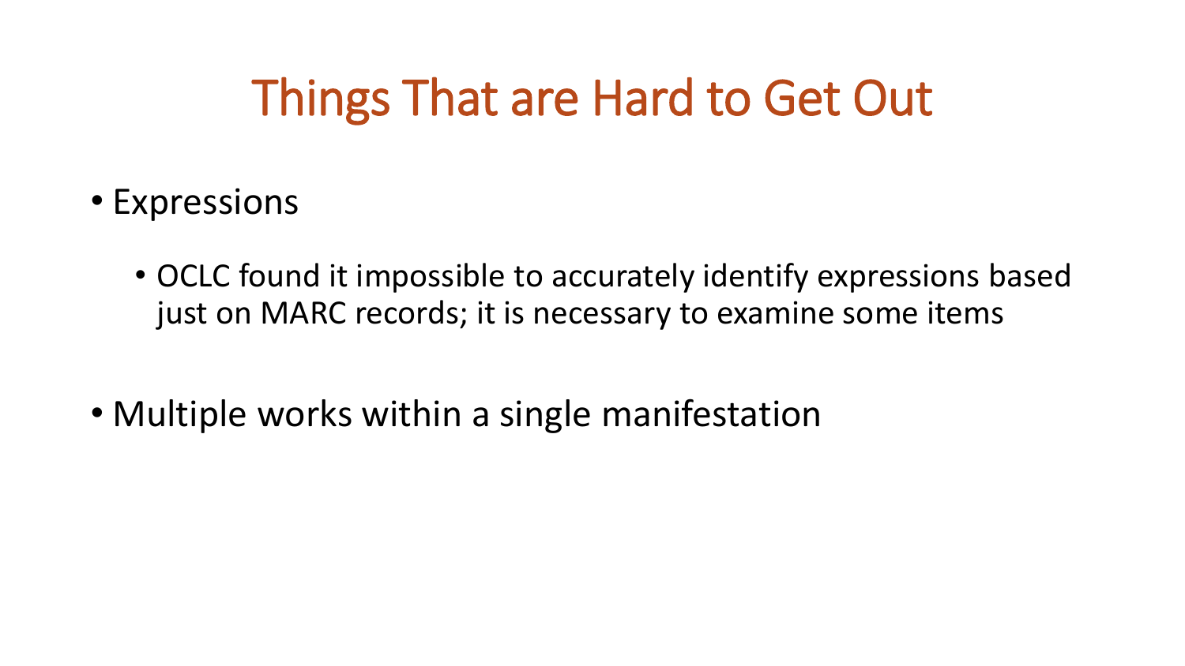# Things That are Hard to Get Out

- Expressions
  - OCLC found it impossible to accurately identify expressions based just on MARC records; it is necessary to examine some items
- Multiple works within a single manifestation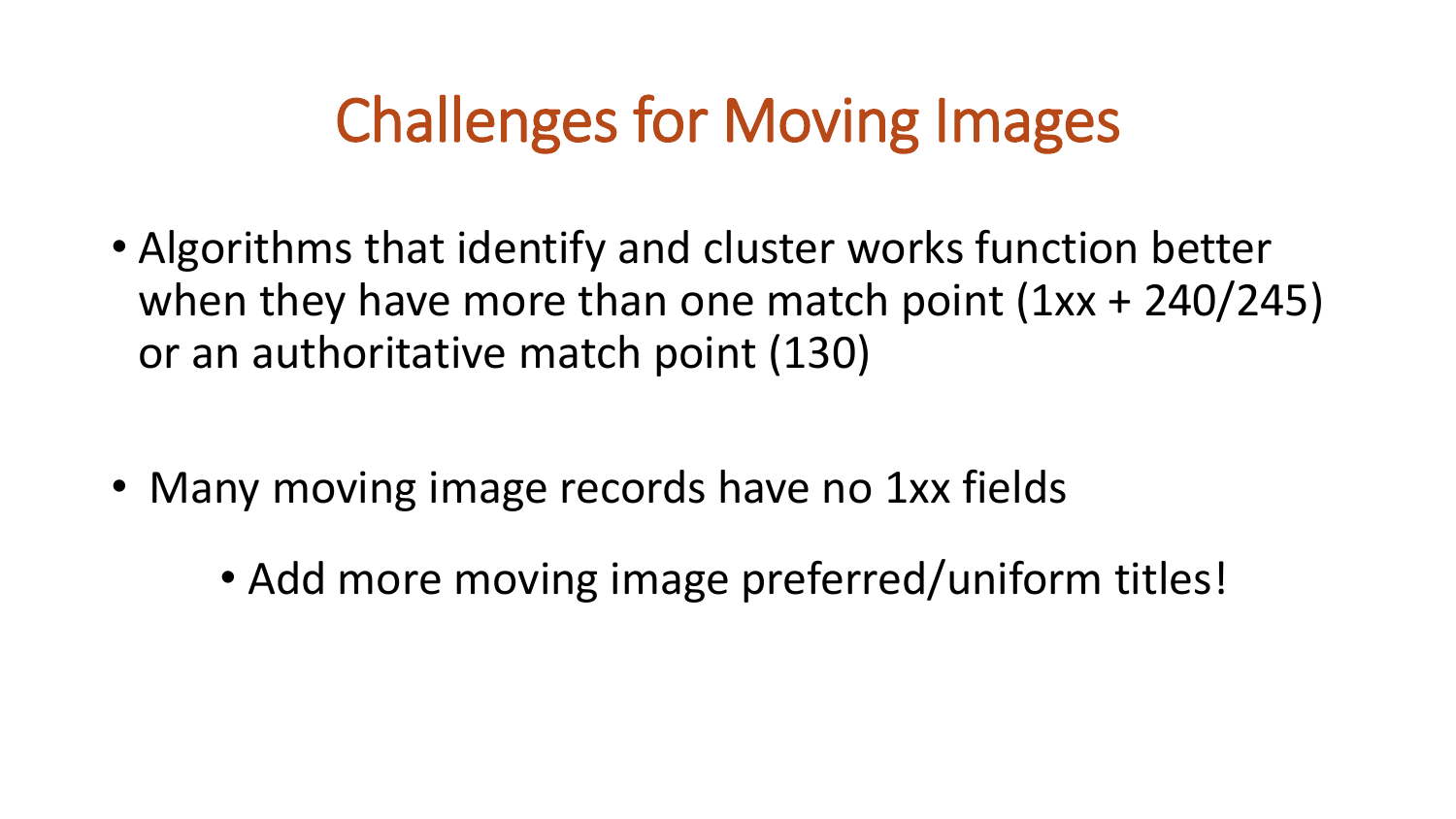# Challenges for Moving Images

- Algorithms that identify and cluster works function better when they have more than one match point (1xx + 240/245) or an authoritative match point (130)

- Many moving image records have no 1xx fields
  - Add more moving image preferred/uniform titles!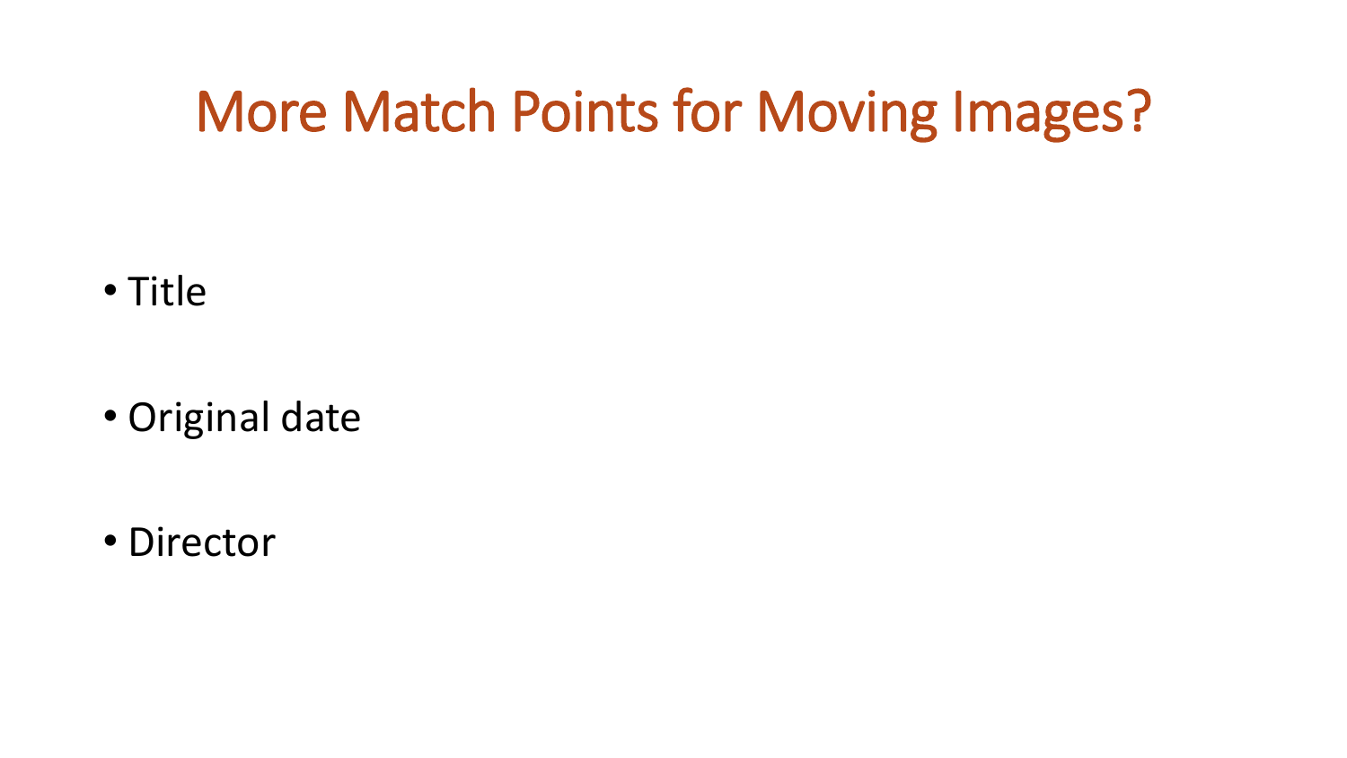# More Match Points for Moving Images?

- Title
- Original date
- Director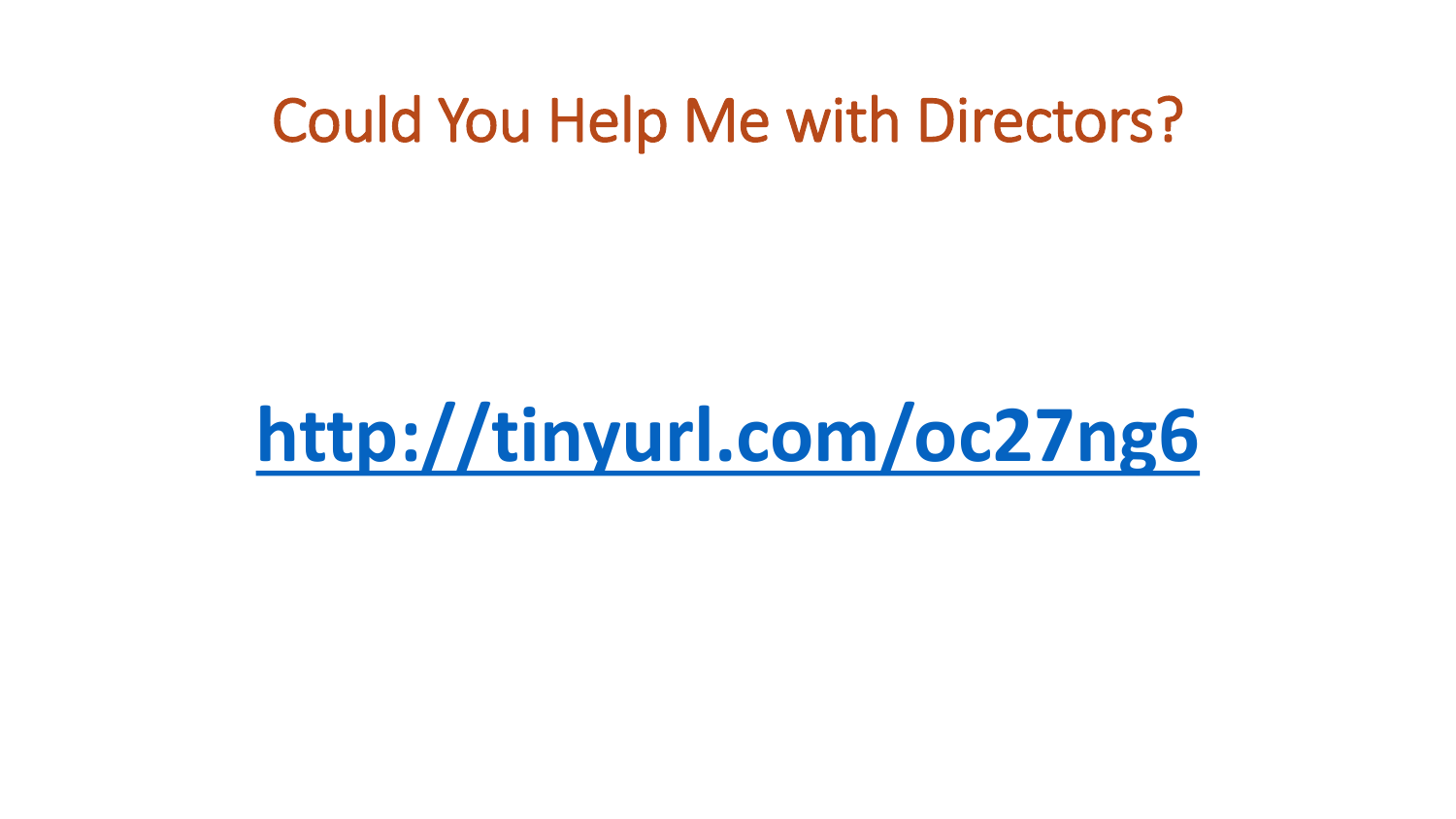# Could You Help Me with Directors?

**http://tinyurl.com/oc27ng6**